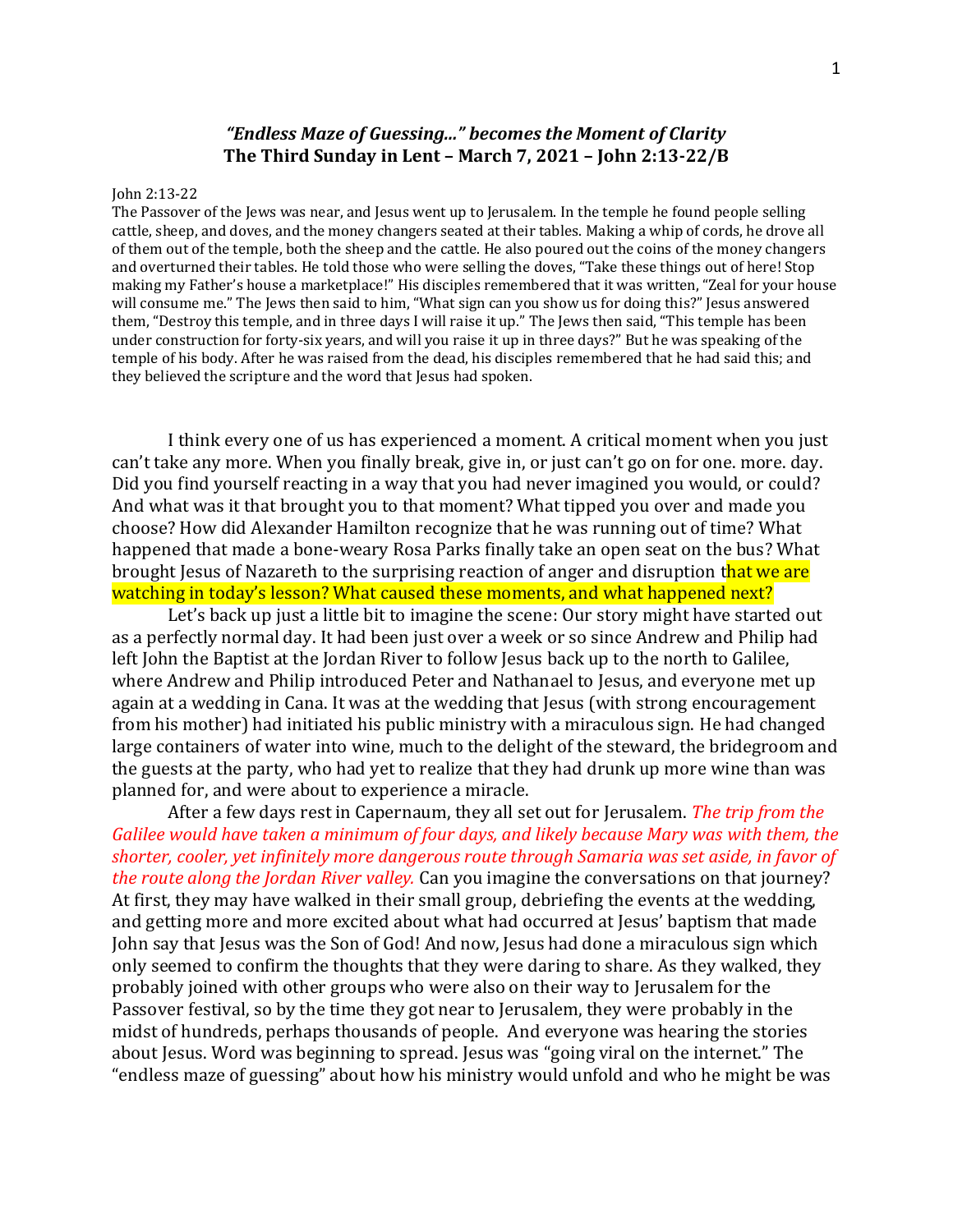## *"Endless Maze of Guessing…" becomes the Moment of Clarity*
## The Third Sunday in Lent – March 7, 2021 – John 2:13-22/B

John 2:13-22
The Passover of the Jews was near, and Jesus went up to Jerusalem. In the temple he found people selling cattle, sheep, and doves, and the money changers seated at their tables. Making a whip of cords, he drove all of them out of the temple, both the sheep and the cattle. He also poured out the coins of the money changers and overturned their tables. He told those who were selling the doves, "Take these things out of here! Stop making my Father's house a marketplace!" His disciples remembered that it was written, "Zeal for your house will consume me." The Jews then said to him, "What sign can you show us for doing this?" Jesus answered them, "Destroy this temple, and in three days I will raise it up." The Jews then said, "This temple has been under construction for forty-six years, and will you raise it up in three days?" But he was speaking of the temple of his body. After he was raised from the dead, his disciples remembered that he had said this; and they believed the scripture and the word that Jesus had spoken.

I think every one of us has experienced a moment. A critical moment when you just can't take any more. When you finally break, give in, or just can't go on for one. more. day. Did you find yourself reacting in a way that you had never imagined you would, or could? And what was it that brought you to that moment? What tipped you over and made you choose? How did Alexander Hamilton recognize that he was running out of time? What happened that made a bone-weary Rosa Parks finally take an open seat on the bus? What brought Jesus of Nazareth to the surprising reaction of anger and disruption that we are watching in today's lesson? What caused these moments, and what happened next?

Let's back up just a little bit to imagine the scene: Our story might have started out as a perfectly normal day. It had been just over a week or so since Andrew and Philip had left John the Baptist at the Jordan River to follow Jesus back up to the north to Galilee, where Andrew and Philip introduced Peter and Nathanael to Jesus, and everyone met up again at a wedding in Cana. It was at the wedding that Jesus (with strong encouragement from his mother) had initiated his public ministry with a miraculous sign. He had changed large containers of water into wine, much to the delight of the steward, the bridegroom and the guests at the party, who had yet to realize that they had drunk up more wine than was planned for, and were about to experience a miracle.

After a few days rest in Capernaum, they all set out for Jerusalem. *The trip from the Galilee would have taken a minimum of four days, and likely because Mary was with them, the shorter, cooler, yet infinitely more dangerous route through Samaria was set aside, in favor of the route along the Jordan River valley.* Can you imagine the conversations on that journey? At first, they may have walked in their small group, debriefing the events at the wedding, and getting more and more excited about what had occurred at Jesus' baptism that made John say that Jesus was the Son of God! And now, Jesus had done a miraculous sign which only seemed to confirm the thoughts that they were daring to share. As they walked, they probably joined with other groups who were also on their way to Jerusalem for the Passover festival, so by the time they got near to Jerusalem, they were probably in the midst of hundreds, perhaps thousands of people. And everyone was hearing the stories about Jesus. Word was beginning to spread. Jesus was "going viral on the internet." The "endless maze of guessing" about how his ministry would unfold and who he might be was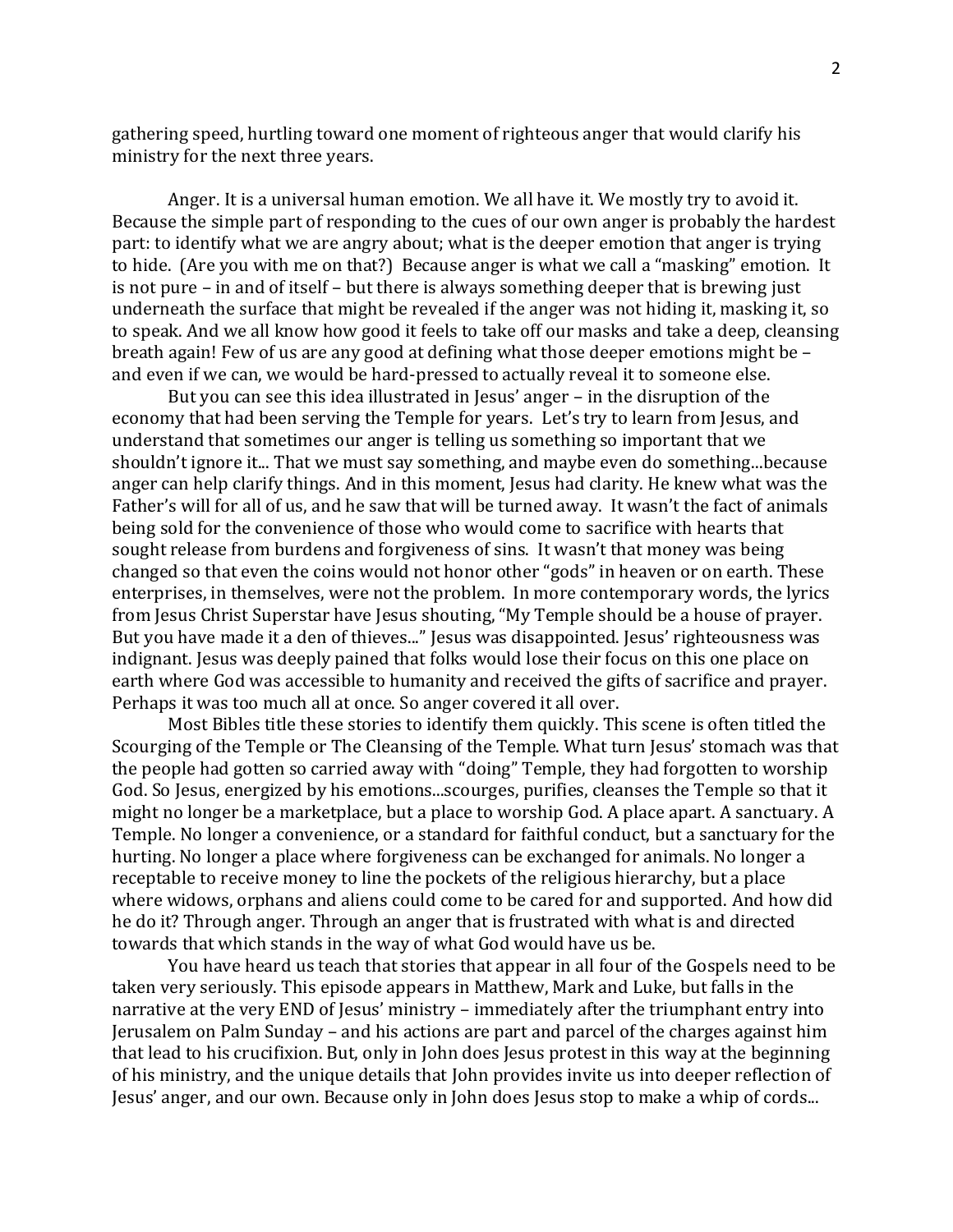gathering speed, hurtling toward one moment of righteous anger that would clarify his ministry for the next three years.

Anger. It is a universal human emotion. We all have it. We mostly try to avoid it. Because the simple part of responding to the cues of our own anger is probably the hardest part: to identify what we are angry about; what is the deeper emotion that anger is trying to hide. (Are you with me on that?) Because anger is what we call a "masking" emotion. It is not pure – in and of itself – but there is always something deeper that is brewing just underneath the surface that might be revealed if the anger was not hiding it, masking it, so to speak. And we all know how good it feels to take off our masks and take a deep, cleansing breath again! Few of us are any good at defining what those deeper emotions might be – and even if we can, we would be hard-pressed to actually reveal it to someone else.

But you can see this idea illustrated in Jesus' anger – in the disruption of the economy that had been serving the Temple for years. Let's try to learn from Jesus, and understand that sometimes our anger is telling us something so important that we shouldn't ignore it... That we must say something, and maybe even do something...because anger can help clarify things. And in this moment, Jesus had clarity. He knew what was the Father's will for all of us, and he saw that will be turned away. It wasn't the fact of animals being sold for the convenience of those who would come to sacrifice with hearts that sought release from burdens and forgiveness of sins. It wasn't that money was being changed so that even the coins would not honor other "gods" in heaven or on earth. These enterprises, in themselves, were not the problem. In more contemporary words, the lyrics from Jesus Christ Superstar have Jesus shouting, "My Temple should be a house of prayer. But you have made it a den of thieves..." Jesus was disappointed. Jesus' righteousness was indignant. Jesus was deeply pained that folks would lose their focus on this one place on earth where God was accessible to humanity and received the gifts of sacrifice and prayer. Perhaps it was too much all at once. So anger covered it all over.

Most Bibles title these stories to identify them quickly. This scene is often titled the Scourging of the Temple or The Cleansing of the Temple. What turn Jesus' stomach was that the people had gotten so carried away with "doing" Temple, they had forgotten to worship God. So Jesus, energized by his emotions...scourges, purifies, cleanses the Temple so that it might no longer be a marketplace, but a place to worship God. A place apart. A sanctuary. A Temple. No longer a convenience, or a standard for faithful conduct, but a sanctuary for the hurting. No longer a place where forgiveness can be exchanged for animals. No longer a receptable to receive money to line the pockets of the religious hierarchy, but a place where widows, orphans and aliens could come to be cared for and supported. And how did he do it? Through anger. Through an anger that is frustrated with what is and directed towards that which stands in the way of what God would have us be.

You have heard us teach that stories that appear in all four of the Gospels need to be taken very seriously. This episode appears in Matthew, Mark and Luke, but falls in the narrative at the very END of Jesus' ministry – immediately after the triumphant entry into Jerusalem on Palm Sunday – and his actions are part and parcel of the charges against him that lead to his crucifixion. But, only in John does Jesus protest in this way at the beginning of his ministry, and the unique details that John provides invite us into deeper reflection of Jesus' anger, and our own. Because only in John does Jesus stop to make a whip of cords...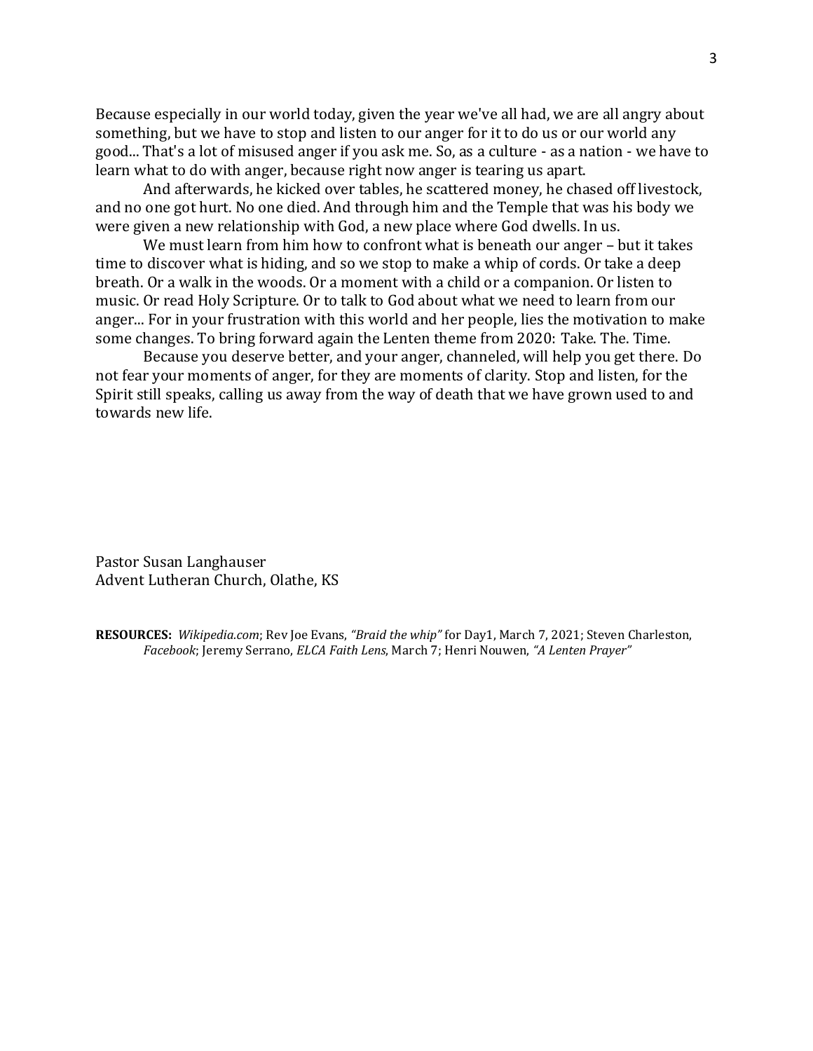Because especially in our world today, given the year we've all had, we are all angry about something, but we have to stop and listen to our anger for it to do us or our world any good... That's a lot of misused anger if you ask me. So, as a culture - as a nation - we have to learn what to do with anger, because right now anger is tearing us apart.

And afterwards, he kicked over tables, he scattered money, he chased off livestock, and no one got hurt. No one died. And through him and the Temple that was his body we were given a new relationship with God, a new place where God dwells. In us.

We must learn from him how to confront what is beneath our anger – but it takes time to discover what is hiding, and so we stop to make a whip of cords. Or take a deep breath. Or a walk in the woods. Or a moment with a child or a companion. Or listen to music. Or read Holy Scripture. Or to talk to God about what we need to learn from our anger... For in your frustration with this world and her people, lies the motivation to make some changes. To bring forward again the Lenten theme from 2020: Take. The. Time.

Because you deserve better, and your anger, channeled, will help you get there. Do not fear your moments of anger, for they are moments of clarity. Stop and listen, for the Spirit still speaks, calling us away from the way of death that we have grown used to and towards new life.

Pastor Susan Langhauser
Advent Lutheran Church, Olathe, KS

**RESOURCES:** *Wikipedia.com*; Rev Joe Evans, *"Braid the whip"* for Day1, March 7, 2021; Steven Charleston, *Facebook*; Jeremy Serrano, *ELCA Faith Lens*, March 7; Henri Nouwen, *"A Lenten Prayer"*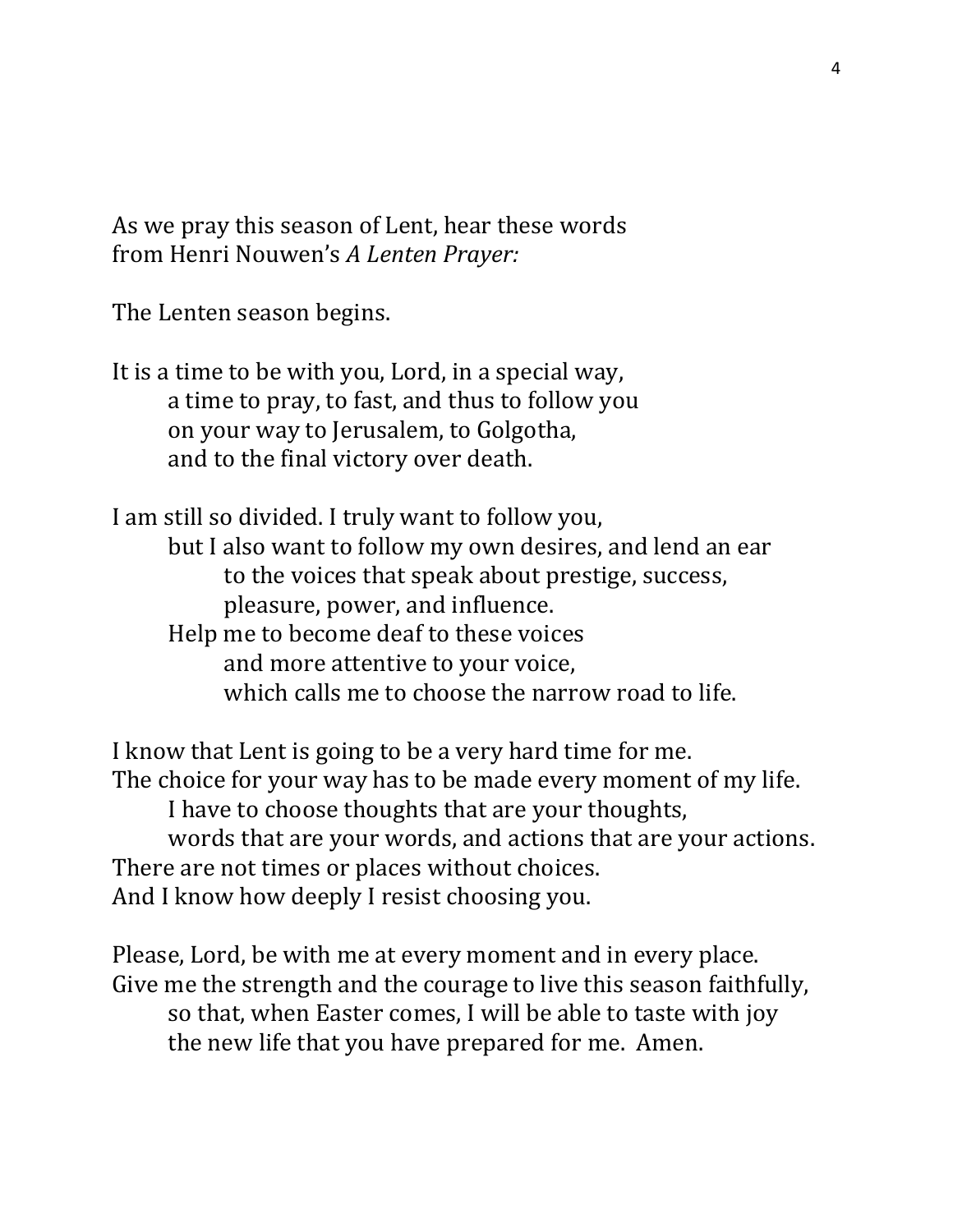As we pray this season of Lent, hear these words
from Henri Nouwen's *A Lenten Prayer:*

The Lenten season begins.

It is a time to be with you, Lord, in a special way,
    a time to pray, to fast, and thus to follow you
    on your way to Jerusalem, to Golgotha,
    and to the final victory over death.

I am still so divided. I truly want to follow you,
    but I also want to follow my own desires, and lend an ear
        to the voices that speak about prestige, success,
        pleasure, power, and influence.
    Help me to become deaf to these voices
        and more attentive to your voice,
        which calls me to choose the narrow road to life.

I know that Lent is going to be a very hard time for me.
The choice for your way has to be made every moment of my life.
    I have to choose thoughts that are your thoughts,
    words that are your words, and actions that are your actions.
There are not times or places without choices.
And I know how deeply I resist choosing you.

Please, Lord, be with me at every moment and in every place.
Give me the strength and the courage to live this season faithfully,
    so that, when Easter comes, I will be able to taste with joy
    the new life that you have prepared for me.  Amen.